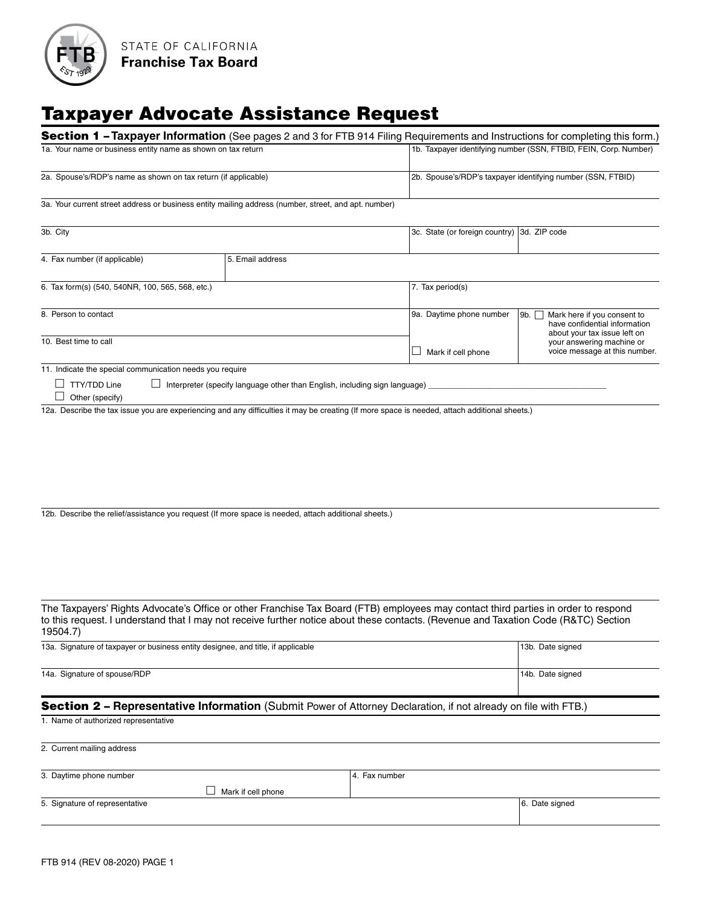STATE OF CALIFORNIA
**Franchise Tax Board**

# Taxpayer Advocate Assistance Request

## Section 1 – Taxpayer Information (See pages 2 and 3 for FTB 914 Filing Requirements and Instructions for completing this form.)

| 1a. Your name or business entity name as shown on tax return | 1b. Taxpayer identifying number (SSN, FTBID, FEIN, Corp. Number) |
|---|---|
| 2a. Spouse's/RDP's name as shown on tax return (if applicable) | 2b. Spouse's/RDP's taxpayer identifying number (SSN, FTBID) |

3a. Your current street address or business entity mailing address (number, street, and apt. number)

| 3b. City | 3c. State (or foreign country) | 3d. ZIP code |
|---|---|---|

| 4. Fax number (if applicable) | 5. Email address |
|---|---|

| 6. Tax form(s) (540, 540NR, 100, 565, 568, etc.) | 7. Tax period(s) |
|---|---|

| 8. Person to contact | 9a. Daytime phone number | 9b. ☐ Mark here if you consent to have confidential information about your tax issue left on your answering machine or voice message at this number. |
|---|---|---|
| 10. Best time to call | ☐ Mark if cell phone | |

11. Indicate the special communication needs you require

☐ TTY/TDD Line ☐ Interpreter (specify language other than English, including sign language) ______________________

☐ Other (specify)

12a. Describe the tax issue you are experiencing and any difficulties it may be creating (If more space is needed, attach additional sheets.)

12b. Describe the relief/assistance you request (If more space is needed, attach additional sheets.)

The Taxpayers' Rights Advocate's Office or other Franchise Tax Board (FTB) employees may contact third parties in order to respond to this request. I understand that I may not receive further notice about these contacts. (Revenue and Taxation Code (R&TC) Section 19504.7)

| 13a. Signature of taxpayer or business entity designee, and title, if applicable | 13b. Date signed |
|---|---|
| 14a. Signature of spouse/RDP | 14b. Date signed |

## Section 2 – Representative Information (Submit Power of Attorney Declaration, if not already on file with FTB.)

1. Name of authorized representative

2. Current mailing address

| 3. Daytime phone number ☐ Mark if cell phone | 4. Fax number |
|---|---|

| 5. Signature of representative | 6. Date signed |
|---|---|

FTB 914 (REV 08-2020) PAGE 1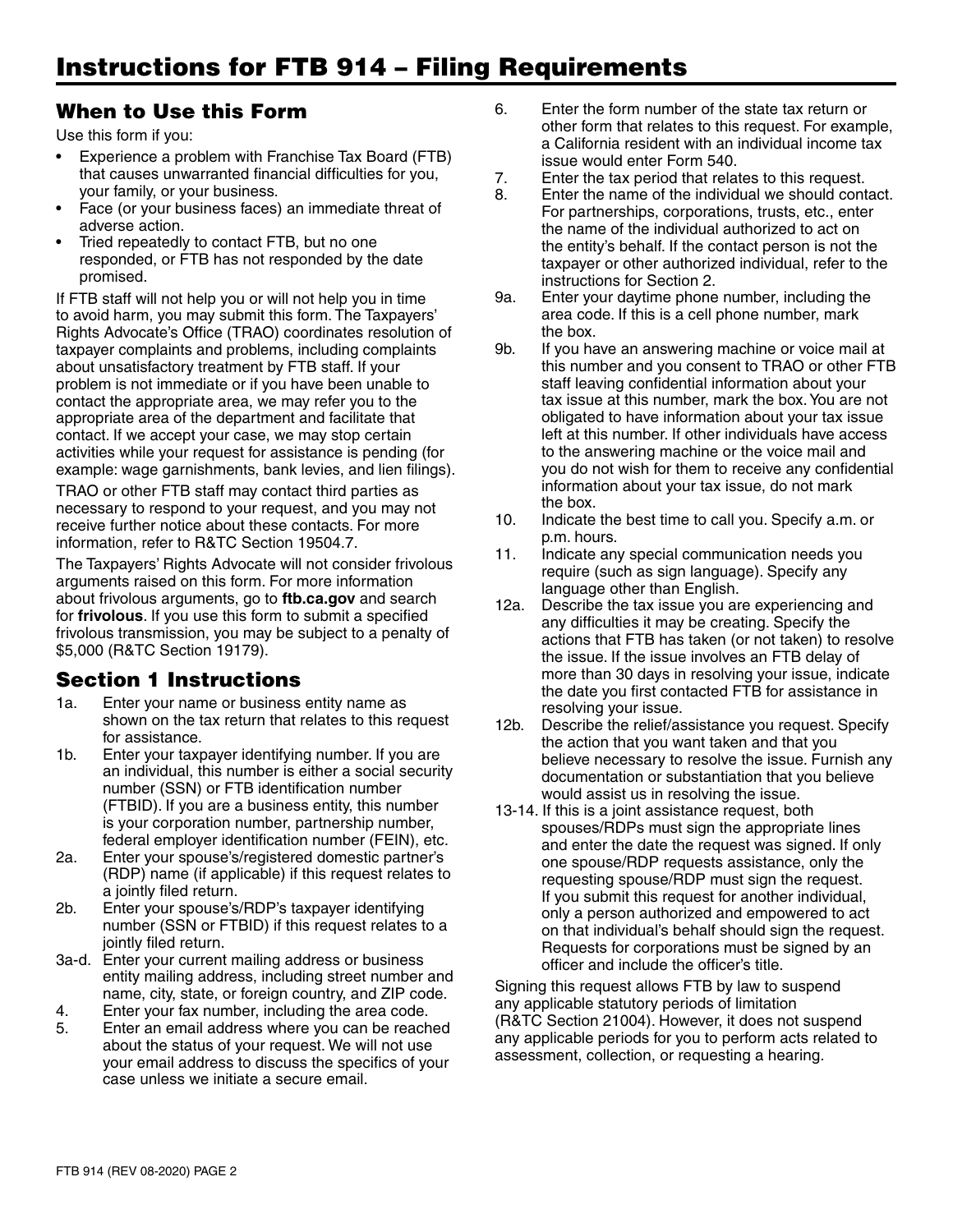# Instructions for FTB 914 – Filing Requirements

## When to Use this Form

Use this form if you:

- Experience a problem with Franchise Tax Board (FTB) that causes unwarranted financial difficulties for you, your family, or your business.
- Face (or your business faces) an immediate threat of adverse action.
- Tried repeatedly to contact FTB, but no one responded, or FTB has not responded by the date promised.

If FTB staff will not help you or will not help you in time to avoid harm, you may submit this form. The Taxpayers' Rights Advocate's Office (TRAO) coordinates resolution of taxpayer complaints and problems, including complaints about unsatisfactory treatment by FTB staff. If your problem is not immediate or if you have been unable to contact the appropriate area, we may refer you to the appropriate area of the department and facilitate that contact. If we accept your case, we may stop certain activities while your request for assistance is pending (for example: wage garnishments, bank levies, and lien filings).

TRAO or other FTB staff may contact third parties as necessary to respond to your request, and you may not receive further notice about these contacts. For more information, refer to R&TC Section 19504.7.

The Taxpayers' Rights Advocate will not consider frivolous arguments raised on this form. For more information about frivolous arguments, go to **ftb.ca.gov** and search for **frivolous**. If you use this form to submit a specified frivolous transmission, you may be subject to a penalty of $5,000 (R&TC Section 19179).

## Section 1 Instructions

1a. Enter your name or business entity name as shown on the tax return that relates to this request for assistance.

1b. Enter your taxpayer identifying number. If you are an individual, this number is either a social security number (SSN) or FTB identification number (FTBID). If you are a business entity, this number is your corporation number, partnership number, federal employer identification number (FEIN), etc.

2a. Enter your spouse's/registered domestic partner's (RDP) name (if applicable) if this request relates to a jointly filed return.

2b. Enter your spouse's/RDP's taxpayer identifying number (SSN or FTBID) if this request relates to a jointly filed return.

3a-d. Enter your current mailing address or business entity mailing address, including street number and name, city, state, or foreign country, and ZIP code.

4. Enter your fax number, including the area code.

5. Enter an email address where you can be reached about the status of your request. We will not use your email address to discuss the specifics of your case unless we initiate a secure email.

6. Enter the form number of the state tax return or other form that relates to this request. For example, a California resident with an individual income tax issue would enter Form 540.

7. Enter the tax period that relates to this request.

8. Enter the name of the individual we should contact. For partnerships, corporations, trusts, etc., enter the name of the individual authorized to act on the entity's behalf. If the contact person is not the taxpayer or other authorized individual, refer to the instructions for Section 2.

9a. Enter your daytime phone number, including the area code. If this is a cell phone number, mark the box.

9b. If you have an answering machine or voice mail at this number and you consent to TRAO or other FTB staff leaving confidential information about your tax issue at this number, mark the box. You are not obligated to have information about your tax issue left at this number. If other individuals have access to the answering machine or the voice mail and you do not wish for them to receive any confidential information about your tax issue, do not mark the box.

10. Indicate the best time to call you. Specify a.m. or p.m. hours.

11. Indicate any special communication needs you require (such as sign language). Specify any language other than English.

12a. Describe the tax issue you are experiencing and any difficulties it may be creating. Specify the actions that FTB has taken (or not taken) to resolve the issue. If the issue involves an FTB delay of more than 30 days in resolving your issue, indicate the date you first contacted FTB for assistance in resolving your issue.

12b. Describe the relief/assistance you request. Specify the action that you want taken and that you believe necessary to resolve the issue. Furnish any documentation or substantiation that you believe would assist us in resolving the issue.

13-14. If this is a joint assistance request, both spouses/RDPs must sign the appropriate lines and enter the date the request was signed. If only one spouse/RDP requests assistance, only the requesting spouse/RDP must sign the request. If you submit this request for another individual, only a person authorized and empowered to act on that individual's behalf should sign the request. Requests for corporations must be signed by an officer and include the officer's title.

Signing this request allows FTB by law to suspend any applicable statutory periods of limitation (R&TC Section 21004). However, it does not suspend any applicable periods for you to perform acts related to assessment, collection, or requesting a hearing.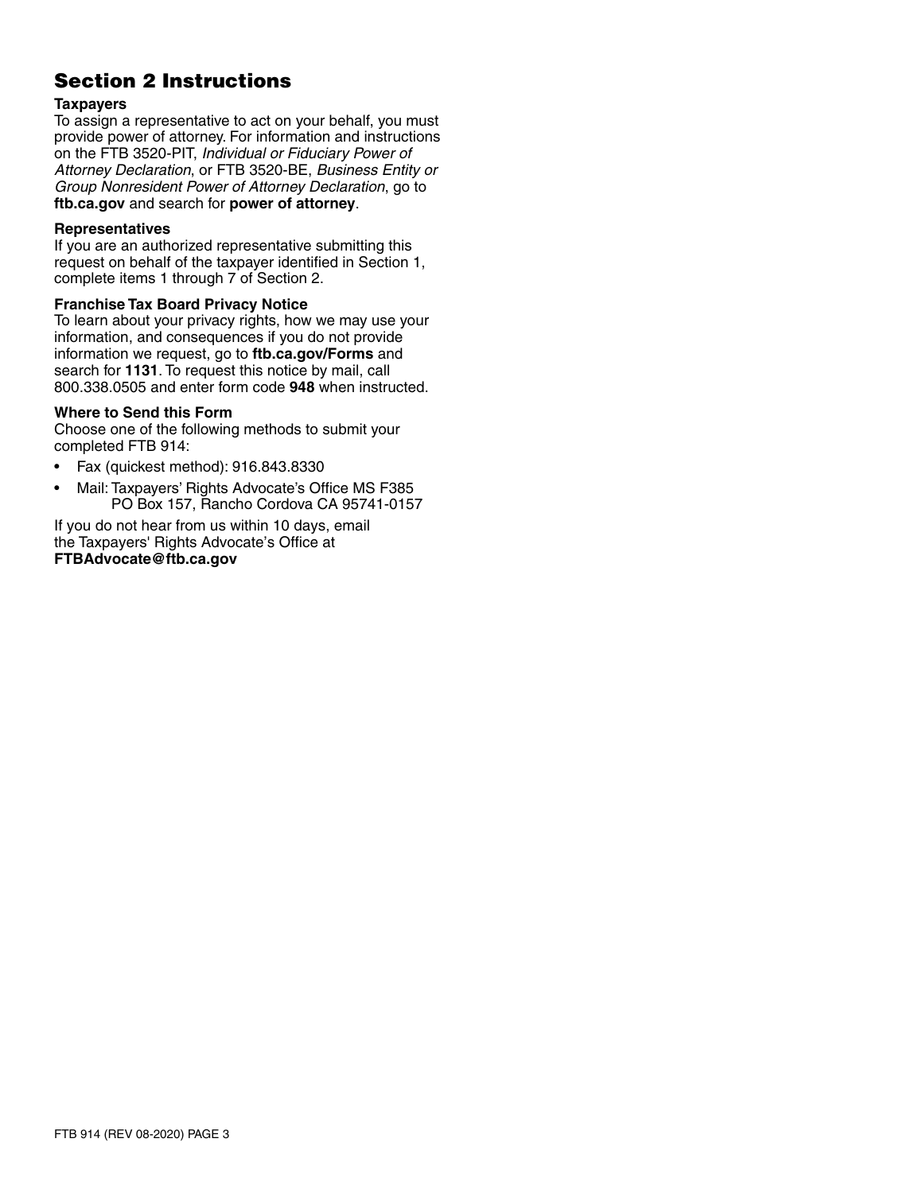## Section 2 Instructions

**Taxpayers**

To assign a representative to act on your behalf, you must provide power of attorney. For information and instructions on the FTB 3520-PIT, *Individual or Fiduciary Power of Attorney Declaration*, or FTB 3520-BE, *Business Entity or Group Nonresident Power of Attorney Declaration*, go to **ftb.ca.gov** and search for **power of attorney**.

**Representatives**

If you are an authorized representative submitting this request on behalf of the taxpayer identified in Section 1, complete items 1 through 7 of Section 2.

**Franchise Tax Board Privacy Notice**

To learn about your privacy rights, how we may use your information, and consequences if you do not provide information we request, go to **ftb.ca.gov/Forms** and search for **1131**. To request this notice by mail, call 800.338.0505 and enter form code **948** when instructed.

**Where to Send this Form**

Choose one of the following methods to submit your completed FTB 914:

- Fax (quickest method): 916.843.8330
- Mail: Taxpayers' Rights Advocate's Office MS F385
  PO Box 157, Rancho Cordova CA 95741-0157

If you do not hear from us within 10 days, email the Taxpayers' Rights Advocate's Office at **FTBAdvocate@ftb.ca.gov**

FTB 914 (REV 08-2020) PAGE 3